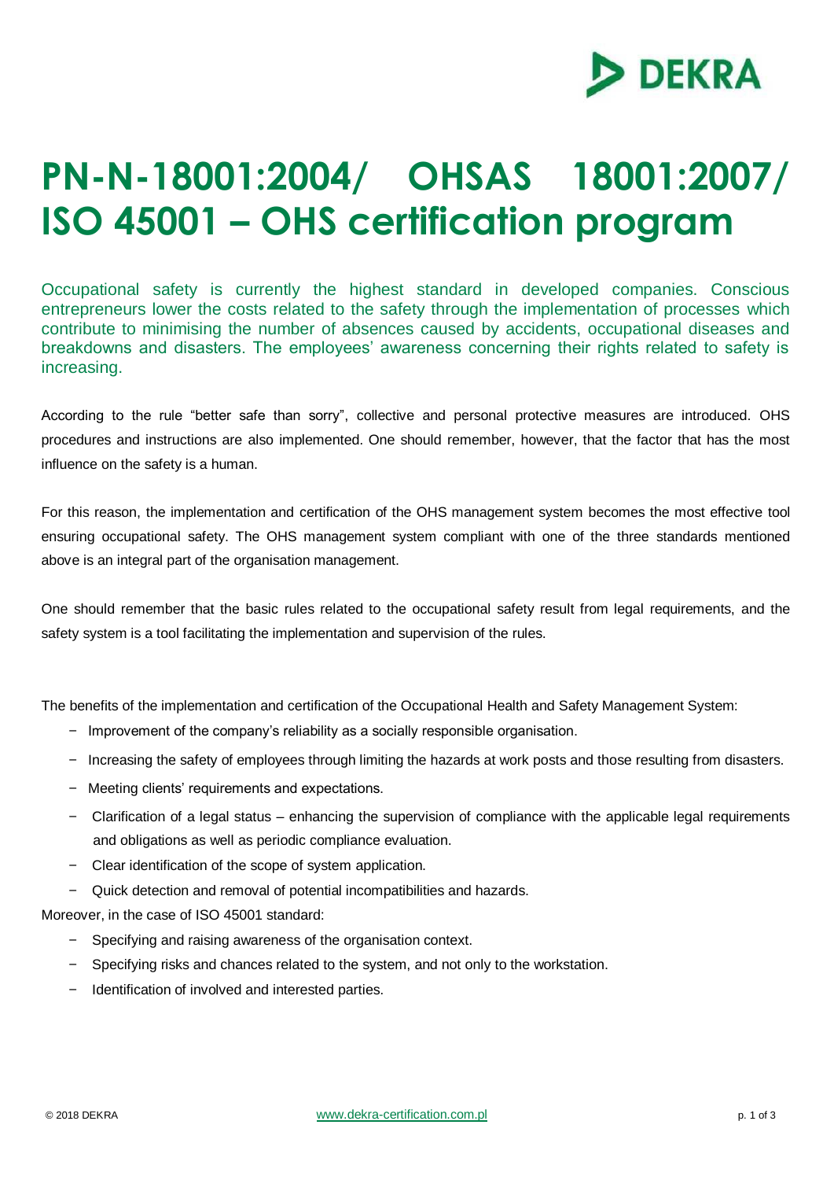# PN-N-18001:2004/ OHSAS 18001:2007/ ISO 45001 – OHS certification program

Occupational safety is currently the highest standard in developed companies. Conscious entrepreneurs lower the costs related to the safety through the implementation of processes which contribute to minimising the number of absences caused by accidents, occupational diseases and breakdowns and disasters. The employees' awareness concerning their rights related to safety is increasing.

According to the rule "better safe than sorry", collective and personal protective measures are introduced. OHS procedures and instructions are also implemented. One should remember, however, that the factor that has the most influence on the safety is a human.

For this reason, the implementation and certification of the OHS management system becomes the most effective tool ensuring occupational safety. The OHS management system compliant with one of the three standards mentioned above is an integral part of the organisation management.

One should remember that the basic rules related to the occupational safety result from legal requirements, and the safety system is a tool facilitating the implementation and supervision of the rules.

The benefits of the implementation and certification of the Occupational Health and Safety Management System:

- Improvement of the company's reliability as a socially responsible organisation.
- Increasing the safety of employees through limiting the hazards at work posts and those resulting from disasters.
- Meeting clients' requirements and expectations.
- Clarification of a legal status – enhancing the supervision of compliance with the applicable legal requirements and obligations as well as periodic compliance evaluation.
- Clear identification of the scope of system application.
- Quick detection and removal of potential incompatibilities and hazards.

Moreover, in the case of ISO 45001 standard:

- Specifying and raising awareness of the organisation context.
- Specifying risks and chances related to the system, and not only to the workstation.
- Identification of involved and interested parties.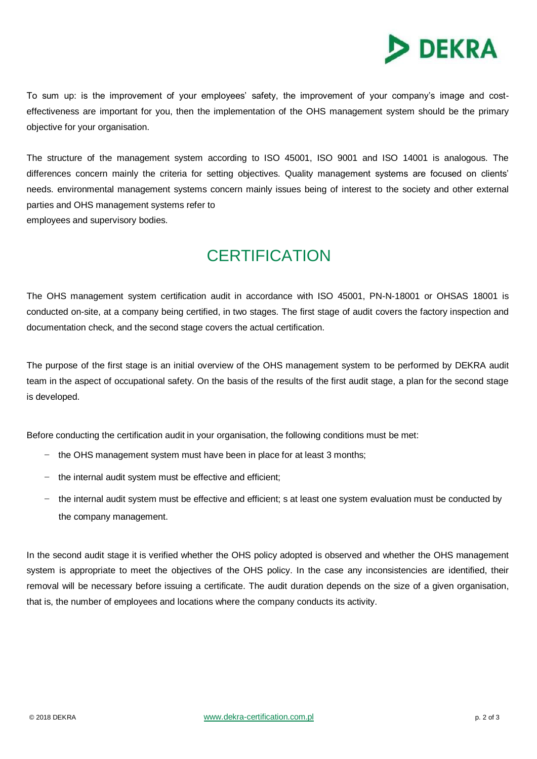To sum up: is the improvement of your employees' safety, the improvement of your company's image and cost-effectiveness are important for you, then the implementation of the OHS management system should be the primary objective for your organisation.

The structure of the management system according to ISO 45001, ISO 9001 and ISO 14001 is analogous. The differences concern mainly the criteria for setting objectives. Quality management systems are focused on clients' needs. environmental management systems concern mainly issues being of interest to the society and other external parties and OHS management systems refer to
employees and supervisory bodies.

## CERTIFICATION

The OHS management system certification audit in accordance with ISO 45001, PN-N-18001 or OHSAS 18001 is conducted on-site, at a company being certified, in two stages. The first stage of audit covers the factory inspection and documentation check, and the second stage covers the actual certification.

The purpose of the first stage is an initial overview of the OHS management system to be performed by DEKRA audit team in the aspect of occupational safety. On the basis of the results of the first audit stage, a plan for the second stage is developed.

Before conducting the certification audit in your organisation, the following conditions must be met:

- the OHS management system must have been in place for at least 3 months;
- the internal audit system must be effective and efficient;
- the internal audit system must be effective and efficient; s at least one system evaluation must be conducted by the company management.

In the second audit stage it is verified whether the OHS policy adopted is observed and whether the OHS management system is appropriate to meet the objectives of the OHS policy. In the case any inconsistencies are identified, their removal will be necessary before issuing a certificate. The audit duration depends on the size of a given organisation, that is, the number of employees and locations where the company conducts its activity.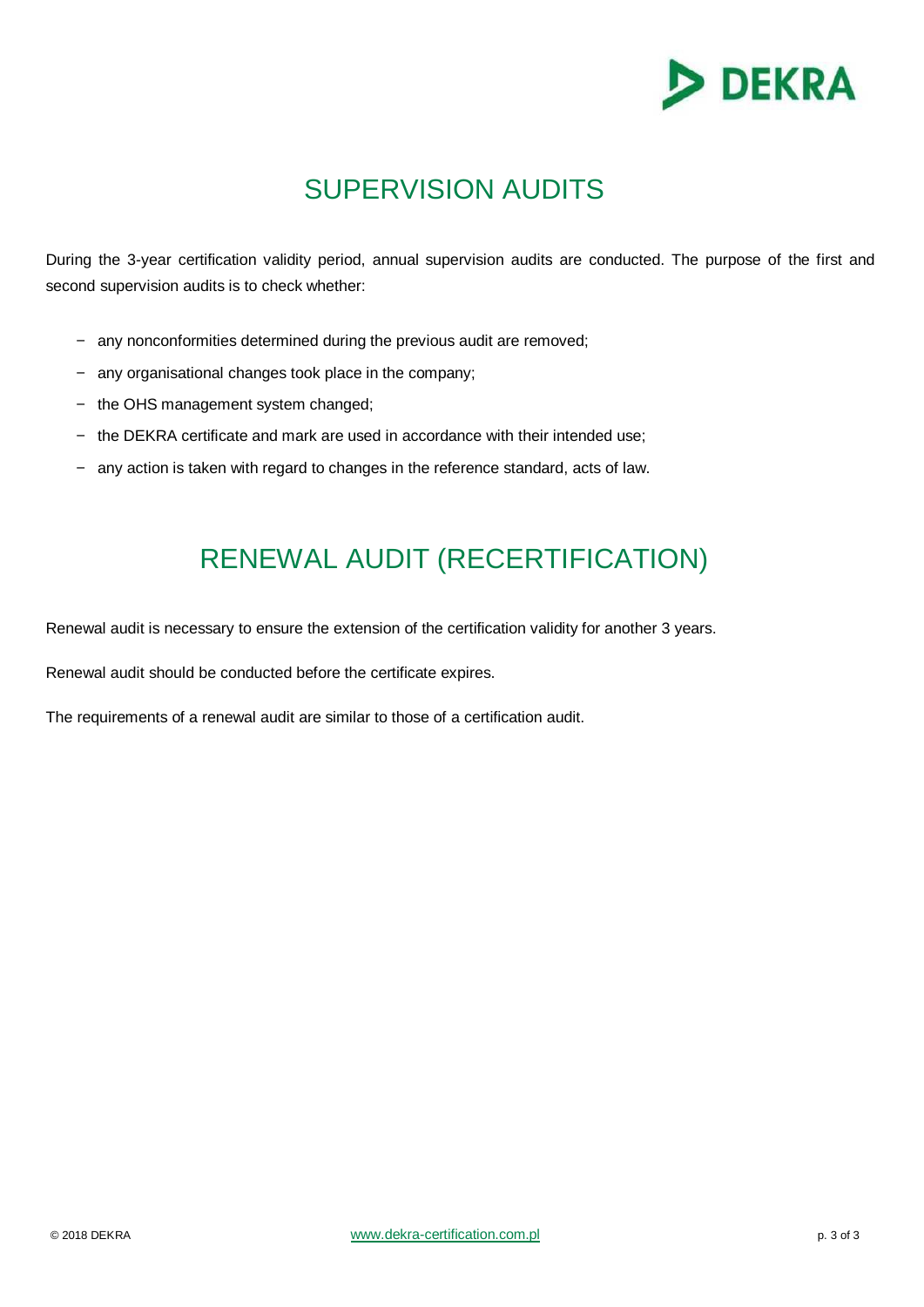# SUPERVISION AUDITS

During the 3-year certification validity period, annual supervision audits are conducted. The purpose of the first and second supervision audits is to check whether:

- any nonconformities determined during the previous audit are removed;
- any organisational changes took place in the company;
- the OHS management system changed;
- the DEKRA certificate and mark are used in accordance with their intended use;
- any action is taken with regard to changes in the reference standard, acts of law.

# RENEWAL AUDIT (RECERTIFICATION)

Renewal audit is necessary to ensure the extension of the certification validity for another 3 years.

Renewal audit should be conducted before the certificate expires.

The requirements of a renewal audit are similar to those of a certification audit.